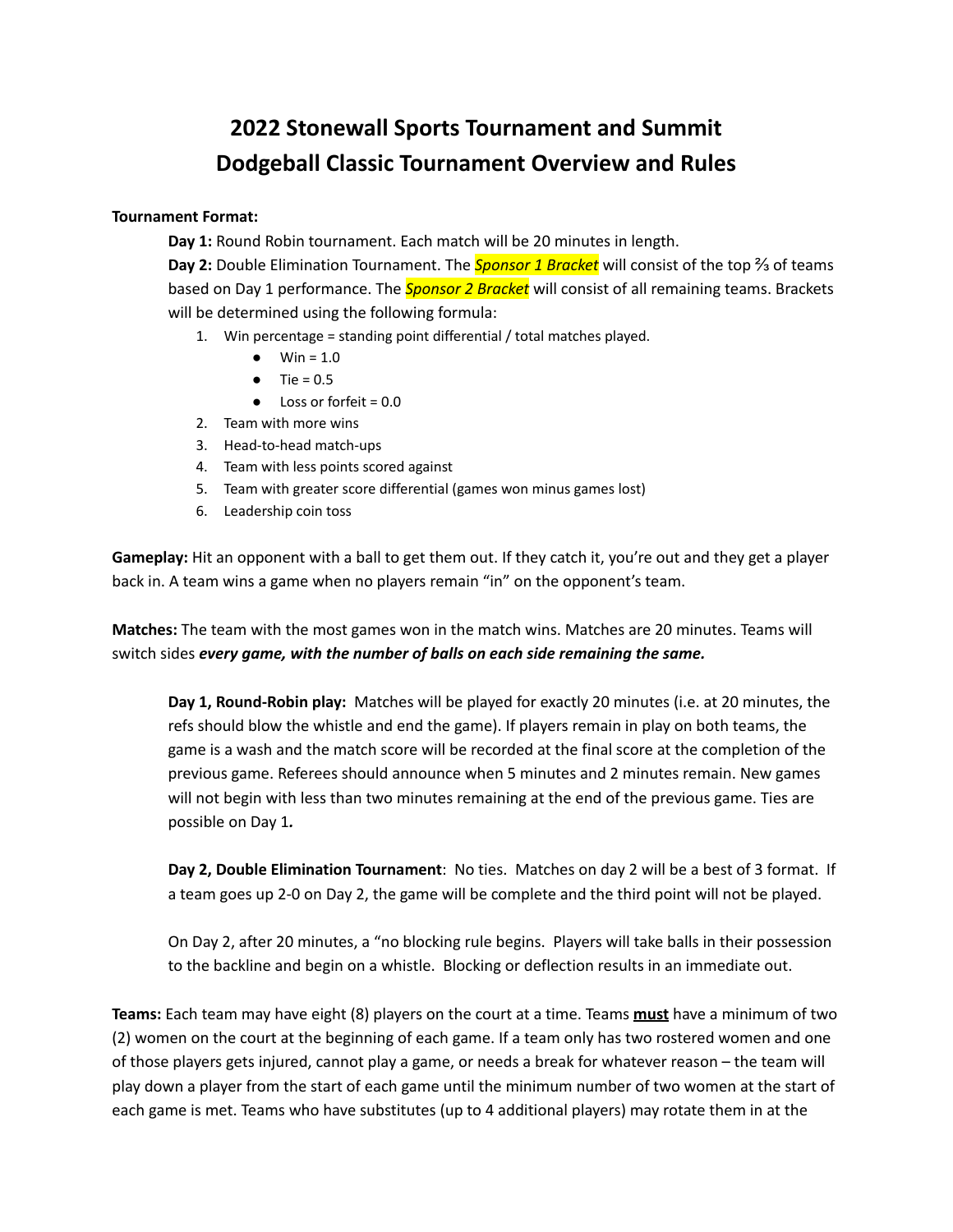# 2022 Stonewall Sports Tournament and Summit
# Dodgeball Classic Tournament Overview and Rules

**Tournament Format:**

**Day 1:** Round Robin tournament. Each match will be 20 minutes in length.

**Day 2:** Double Elimination Tournament. The *Sponsor 1 Bracket* will consist of the top ⅔ of teams based on Day 1 performance. The *Sponsor 2 Bracket* will consist of all remaining teams. Brackets will be determined using the following formula:

1. Win percentage = standing point differential / total matches played.
   - Win = 1.0
   - Tie = 0.5
   - Loss or forfeit = 0.0
2. Team with more wins
3. Head-to-head match-ups
4. Team with less points scored against
5. Team with greater score differential (games won minus games lost)
6. Leadership coin toss

**Gameplay:** Hit an opponent with a ball to get them out. If they catch it, you're out and they get a player back in. A team wins a game when no players remain "in" on the opponent's team.

**Matches:** The team with the most games won in the match wins. Matches are 20 minutes. Teams will switch sides ***every game, with the number of balls on each side remaining the same.***

**Day 1, Round-Robin play:** Matches will be played for exactly 20 minutes (i.e. at 20 minutes, the refs should blow the whistle and end the game). If players remain in play on both teams, the game is a wash and the match score will be recorded at the final score at the completion of the previous game. Referees should announce when 5 minutes and 2 minutes remain. New games will not begin with less than two minutes remaining at the end of the previous game. Ties are possible on Day 1***.***

**Day 2, Double Elimination Tournament**: No ties. Matches on day 2 will be a best of 3 format. If a team goes up 2-0 on Day 2, the game will be complete and the third point will not be played.

On Day 2, after 20 minutes, a "no blocking rule begins. Players will take balls in their possession to the backline and begin on a whistle. Blocking or deflection results in an immediate out.

**Teams:** Each team may have eight (8) players on the court at a time. Teams **must** have a minimum of two (2) women on the court at the beginning of each game. If a team only has two rostered women and one of those players gets injured, cannot play a game, or needs a break for whatever reason – the team will play down a player from the start of each game until the minimum number of two women at the start of each game is met. Teams who have substitutes (up to 4 additional players) may rotate them in at the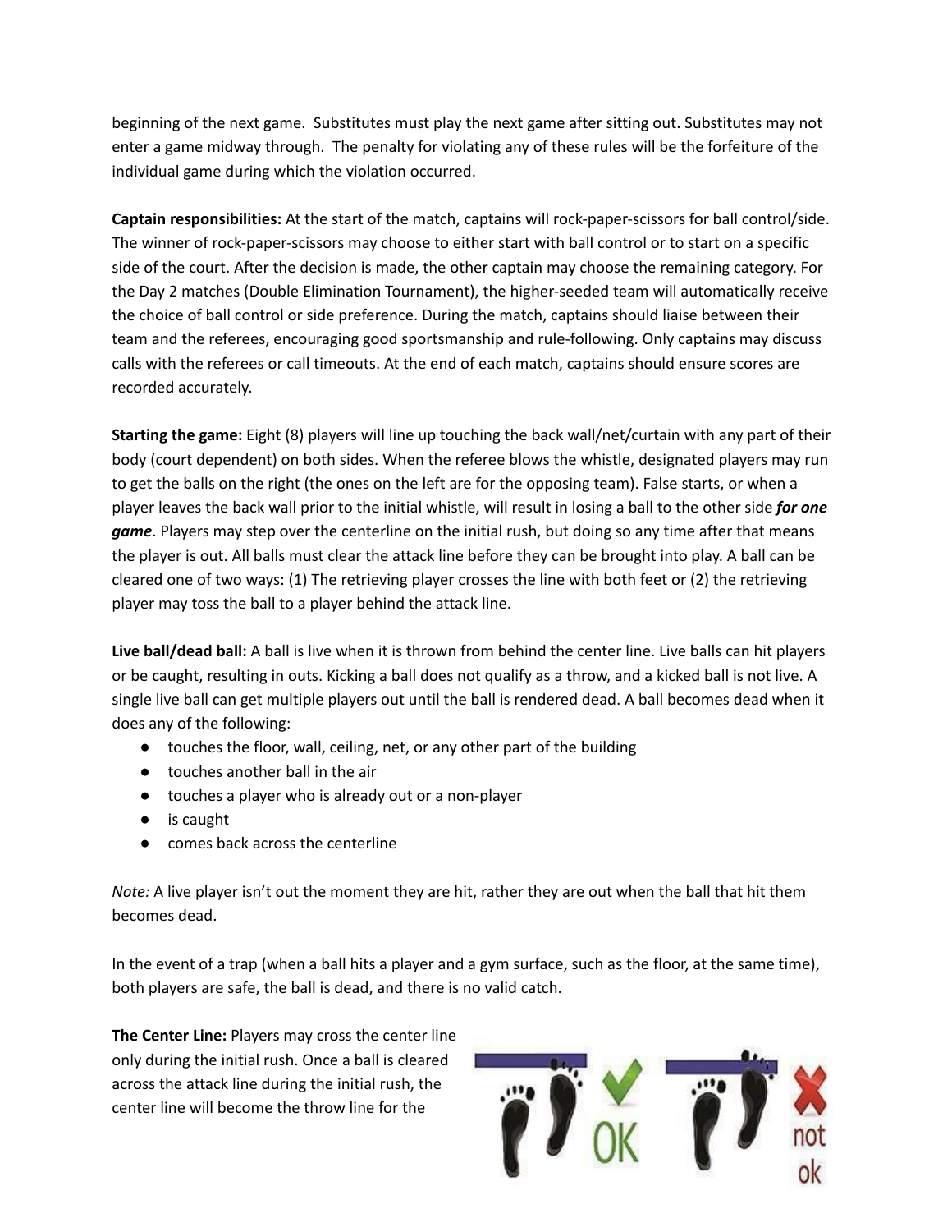beginning of the next game. Substitutes must play the next game after sitting out. Substitutes may not enter a game midway through. The penalty for violating any of these rules will be the forfeiture of the individual game during which the violation occurred.

**Captain responsibilities:** At the start of the match, captains will rock-paper-scissors for ball control/side. The winner of rock-paper-scissors may choose to either start with ball control or to start on a specific side of the court. After the decision is made, the other captain may choose the remaining category. For the Day 2 matches (Double Elimination Tournament), the higher-seeded team will automatically receive the choice of ball control or side preference. During the match, captains should liaise between their team and the referees, encouraging good sportsmanship and rule-following. Only captains may discuss calls with the referees or call timeouts. At the end of each match, captains should ensure scores are recorded accurately.

**Starting the game:** Eight (8) players will line up touching the back wall/net/curtain with any part of their body (court dependent) on both sides. When the referee blows the whistle, designated players may run to get the balls on the right (the ones on the left are for the opposing team). False starts, or when a player leaves the back wall prior to the initial whistle, will result in losing a ball to the other side ***for one game***. Players may step over the centerline on the initial rush, but doing so any time after that means the player is out. All balls must clear the attack line before they can be brought into play. A ball can be cleared one of two ways: (1) The retrieving player crosses the line with both feet or (2) the retrieving player may toss the ball to a player behind the attack line.

**Live ball/dead ball:** A ball is live when it is thrown from behind the center line. Live balls can hit players or be caught, resulting in outs. Kicking a ball does not qualify as a throw, and a kicked ball is not live. A single live ball can get multiple players out until the ball is rendered dead. A ball becomes dead when it does any of the following:

- touches the floor, wall, ceiling, net, or any other part of the building
- touches another ball in the air
- touches a player who is already out or a non-player
- is caught
- comes back across the centerline

*Note:* A live player isn't out the moment they are hit, rather they are out when the ball that hit them becomes dead.

In the event of a trap (when a ball hits a player and a gym surface, such as the floor, at the same time), both players are safe, the ball is dead, and there is no valid catch.

**The Center Line:** Players may cross the center line only during the initial rush. Once a ball is cleared across the attack line during the initial rush, the center line will become the throw line for the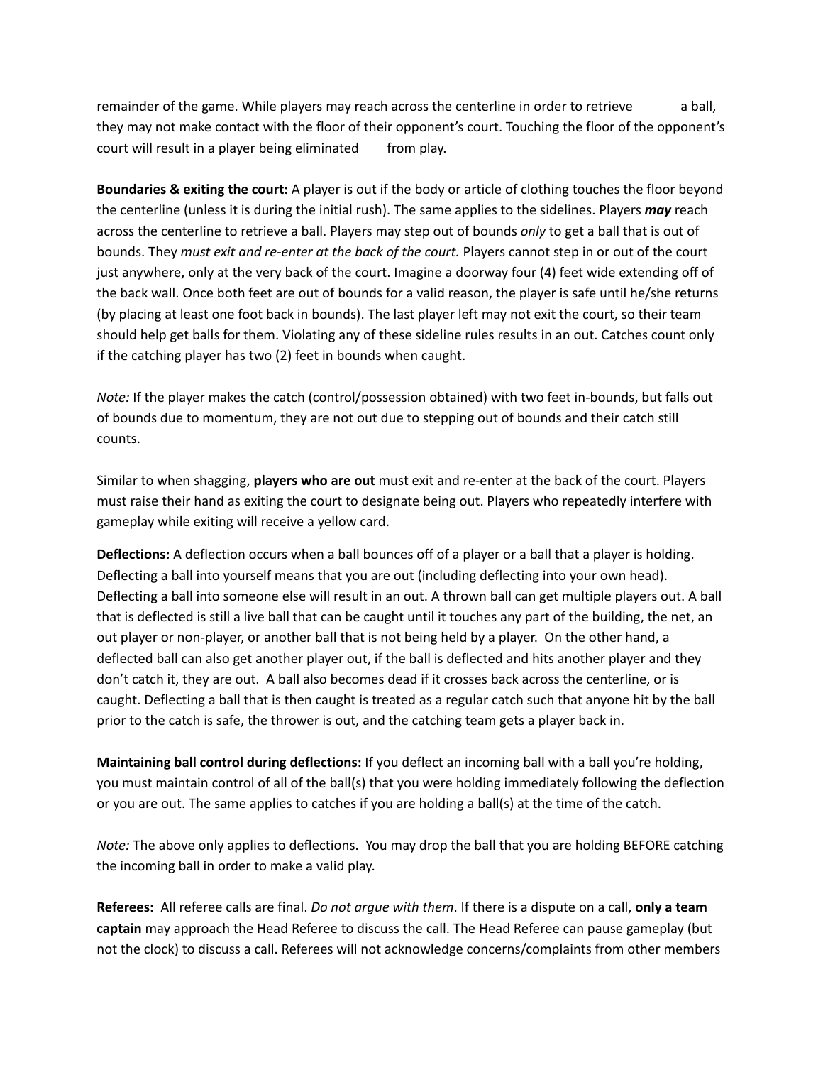remainder of the game. While players may reach across the centerline in order to retrieve a ball, they may not make contact with the floor of their opponent's court. Touching the floor of the opponent's court will result in a player being eliminated from play.

**Boundaries & exiting the court:** A player is out if the body or article of clothing touches the floor beyond the centerline (unless it is during the initial rush). The same applies to the sidelines. Players ***may*** reach across the centerline to retrieve a ball. Players may step out of bounds *only* to get a ball that is out of bounds. They *must exit and re-enter at the back of the court.* Players cannot step in or out of the court just anywhere, only at the very back of the court. Imagine a doorway four (4) feet wide extending off of the back wall. Once both feet are out of bounds for a valid reason, the player is safe until he/she returns (by placing at least one foot back in bounds). The last player left may not exit the court, so their team should help get balls for them. Violating any of these sideline rules results in an out. Catches count only if the catching player has two (2) feet in bounds when caught.

*Note:* If the player makes the catch (control/possession obtained) with two feet in-bounds, but falls out of bounds due to momentum, they are not out due to stepping out of bounds and their catch still counts.

Similar to when shagging, **players who are out** must exit and re-enter at the back of the court. Players must raise their hand as exiting the court to designate being out. Players who repeatedly interfere with gameplay while exiting will receive a yellow card.

**Deflections:** A deflection occurs when a ball bounces off of a player or a ball that a player is holding. Deflecting a ball into yourself means that you are out (including deflecting into your own head). Deflecting a ball into someone else will result in an out. A thrown ball can get multiple players out. A ball that is deflected is still a live ball that can be caught until it touches any part of the building, the net, an out player or non-player, or another ball that is not being held by a player. On the other hand, a deflected ball can also get another player out, if the ball is deflected and hits another player and they don't catch it, they are out. A ball also becomes dead if it crosses back across the centerline, or is caught. Deflecting a ball that is then caught is treated as a regular catch such that anyone hit by the ball prior to the catch is safe, the thrower is out, and the catching team gets a player back in.

**Maintaining ball control during deflections:** If you deflect an incoming ball with a ball you're holding, you must maintain control of all of the ball(s) that you were holding immediately following the deflection or you are out. The same applies to catches if you are holding a ball(s) at the time of the catch.

*Note:* The above only applies to deflections. You may drop the ball that you are holding BEFORE catching the incoming ball in order to make a valid play.

**Referees:** All referee calls are final. *Do not argue with them*. If there is a dispute on a call, **only a team captain** may approach the Head Referee to discuss the call. The Head Referee can pause gameplay (but not the clock) to discuss a call. Referees will not acknowledge concerns/complaints from other members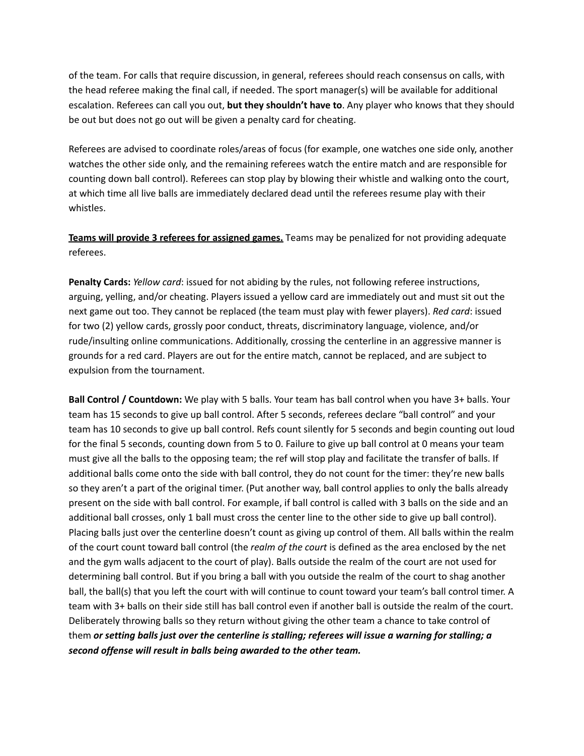of the team. For calls that require discussion, in general, referees should reach consensus on calls, with the head referee making the final call, if needed. The sport manager(s) will be available for additional escalation. Referees can call you out, **but they shouldn't have to**. Any player who knows that they should be out but does not go out will be given a penalty card for cheating.

Referees are advised to coordinate roles/areas of focus (for example, one watches one side only, another watches the other side only, and the remaining referees watch the entire match and are responsible for counting down ball control). Referees can stop play by blowing their whistle and walking onto the court, at which time all live balls are immediately declared dead until the referees resume play with their whistles.

**<u>Teams will provide 3 referees for assigned games.</u>** Teams may be penalized for not providing adequate referees.

**Penalty Cards:** *Yellow card*: issued for not abiding by the rules, not following referee instructions, arguing, yelling, and/or cheating. Players issued a yellow card are immediately out and must sit out the next game out too. They cannot be replaced (the team must play with fewer players). *Red card*: issued for two (2) yellow cards, grossly poor conduct, threats, discriminatory language, violence, and/or rude/insulting online communications. Additionally, crossing the centerline in an aggressive manner is grounds for a red card. Players are out for the entire match, cannot be replaced, and are subject to expulsion from the tournament.

**Ball Control / Countdown:** We play with 5 balls. Your team has ball control when you have 3+ balls. Your team has 15 seconds to give up ball control. After 5 seconds, referees declare "ball control" and your team has 10 seconds to give up ball control. Refs count silently for 5 seconds and begin counting out loud for the final 5 seconds, counting down from 5 to 0. Failure to give up ball control at 0 means your team must give all the balls to the opposing team; the ref will stop play and facilitate the transfer of balls. If additional balls come onto the side with ball control, they do not count for the timer: they're new balls so they aren't a part of the original timer. (Put another way, ball control applies to only the balls already present on the side with ball control. For example, if ball control is called with 3 balls on the side and an additional ball crosses, only 1 ball must cross the center line to the other side to give up ball control). Placing balls just over the centerline doesn't count as giving up control of them. All balls within the realm of the court count toward ball control (the *realm of the court* is defined as the area enclosed by the net and the gym walls adjacent to the court of play). Balls outside the realm of the court are not used for determining ball control. But if you bring a ball with you outside the realm of the court to shag another ball, the ball(s) that you left the court with will continue to count toward your team's ball control timer. A team with 3+ balls on their side still has ball control even if another ball is outside the realm of the court. Deliberately throwing balls so they return without giving the other team a chance to take control of them ***or setting balls just over the centerline is stalling; referees will issue a warning for stalling; a second offense will result in balls being awarded to the other team.***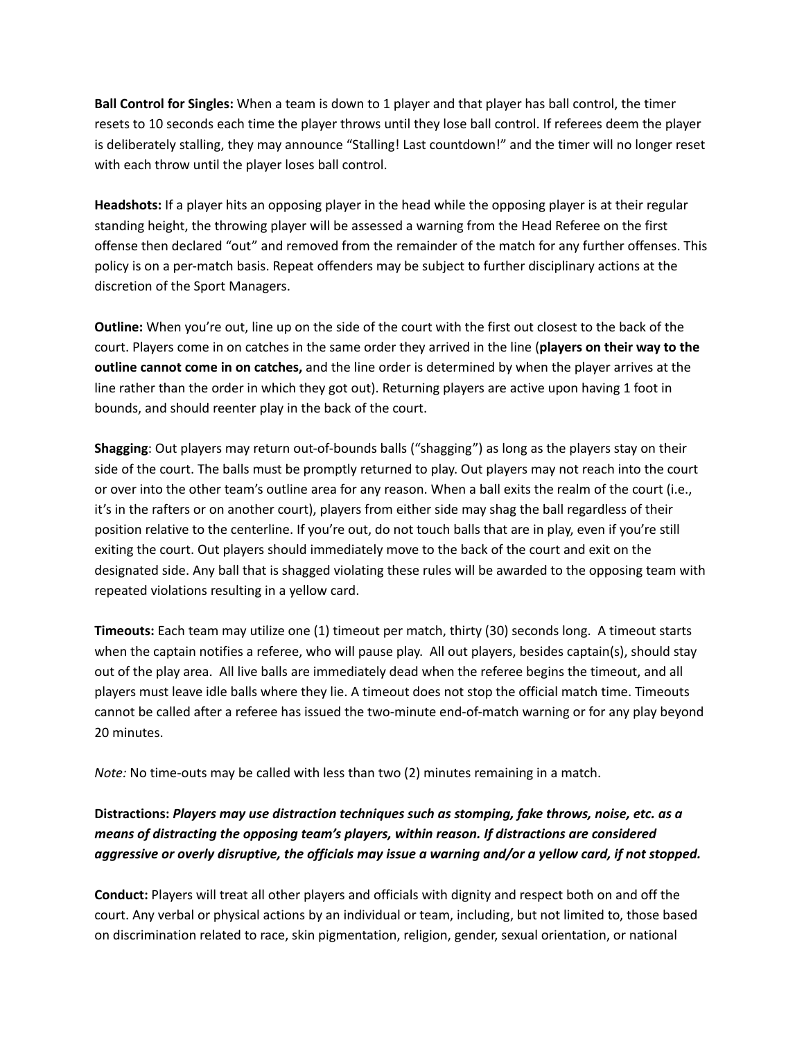**Ball Control for Singles:** When a team is down to 1 player and that player has ball control, the timer resets to 10 seconds each time the player throws until they lose ball control. If referees deem the player is deliberately stalling, they may announce "Stalling! Last countdown!" and the timer will no longer reset with each throw until the player loses ball control.

**Headshots:** If a player hits an opposing player in the head while the opposing player is at their regular standing height, the throwing player will be assessed a warning from the Head Referee on the first offense then declared "out" and removed from the remainder of the match for any further offenses. This policy is on a per-match basis. Repeat offenders may be subject to further disciplinary actions at the discretion of the Sport Managers.

**Outline:** When you're out, line up on the side of the court with the first out closest to the back of the court. Players come in on catches in the same order they arrived in the line (**players on their way to the outline cannot come in on catches,** and the line order is determined by when the player arrives at the line rather than the order in which they got out). Returning players are active upon having 1 foot in bounds, and should reenter play in the back of the court.

**Shagging**: Out players may return out-of-bounds balls ("shagging") as long as the players stay on their side of the court. The balls must be promptly returned to play. Out players may not reach into the court or over into the other team's outline area for any reason. When a ball exits the realm of the court (i.e., it's in the rafters or on another court), players from either side may shag the ball regardless of their position relative to the centerline. If you're out, do not touch balls that are in play, even if you're still exiting the court. Out players should immediately move to the back of the court and exit on the designated side. Any ball that is shagged violating these rules will be awarded to the opposing team with repeated violations resulting in a yellow card.

**Timeouts:** Each team may utilize one (1) timeout per match, thirty (30) seconds long. A timeout starts when the captain notifies a referee, who will pause play. All out players, besides captain(s), should stay out of the play area. All live balls are immediately dead when the referee begins the timeout, and all players must leave idle balls where they lie. A timeout does not stop the official match time. Timeouts cannot be called after a referee has issued the two-minute end-of-match warning or for any play beyond 20 minutes.

*Note:* No time-outs may be called with less than two (2) minutes remaining in a match.

**Distractions:** ***Players may use distraction techniques such as stomping, fake throws, noise, etc. as a means of distracting the opposing team's players, within reason. If distractions are considered aggressive or overly disruptive, the officials may issue a warning and/or a yellow card, if not stopped.***

**Conduct:** Players will treat all other players and officials with dignity and respect both on and off the court. Any verbal or physical actions by an individual or team, including, but not limited to, those based on discrimination related to race, skin pigmentation, religion, gender, sexual orientation, or national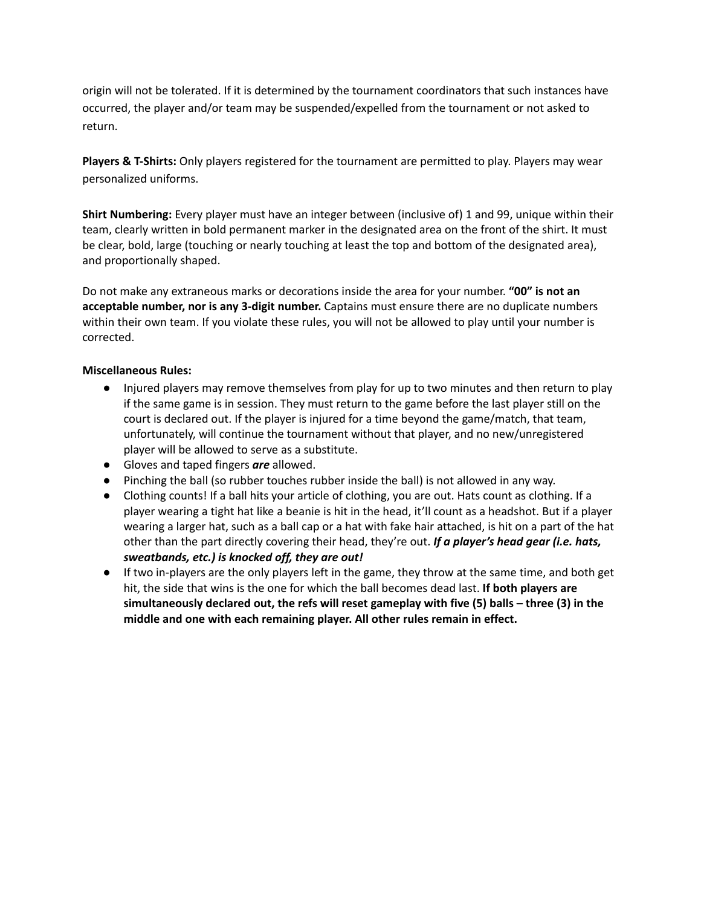origin will not be tolerated. If it is determined by the tournament coordinators that such instances have occurred, the player and/or team may be suspended/expelled from the tournament or not asked to return.

**Players & T-Shirts:** Only players registered for the tournament are permitted to play. Players may wear personalized uniforms.

**Shirt Numbering:** Every player must have an integer between (inclusive of) 1 and 99, unique within their team, clearly written in bold permanent marker in the designated area on the front of the shirt. It must be clear, bold, large (touching or nearly touching at least the top and bottom of the designated area), and proportionally shaped.

Do not make any extraneous marks or decorations inside the area for your number. **"00" is not an acceptable number, nor is any 3-digit number.** Captains must ensure there are no duplicate numbers within their own team. If you violate these rules, you will not be allowed to play until your number is corrected.

**Miscellaneous Rules:**

- Injured players may remove themselves from play for up to two minutes and then return to play if the same game is in session. They must return to the game before the last player still on the court is declared out. If the player is injured for a time beyond the game/match, that team, unfortunately, will continue the tournament without that player, and no new/unregistered player will be allowed to serve as a substitute.
- Gloves and taped fingers ***are*** allowed.
- Pinching the ball (so rubber touches rubber inside the ball) is not allowed in any way.
- Clothing counts! If a ball hits your article of clothing, you are out. Hats count as clothing. If a player wearing a tight hat like a beanie is hit in the head, it'll count as a headshot. But if a player wearing a larger hat, such as a ball cap or a hat with fake hair attached, is hit on a part of the hat other than the part directly covering their head, they're out. ***If a player's head gear (i.e. hats, sweatbands, etc.) is knocked off, they are out!***
- If two in-players are the only players left in the game, they throw at the same time, and both get hit, the side that wins is the one for which the ball becomes dead last. **If both players are simultaneously declared out, the refs will reset gameplay with five (5) balls – three (3) in the middle and one with each remaining player. All other rules remain in effect.**